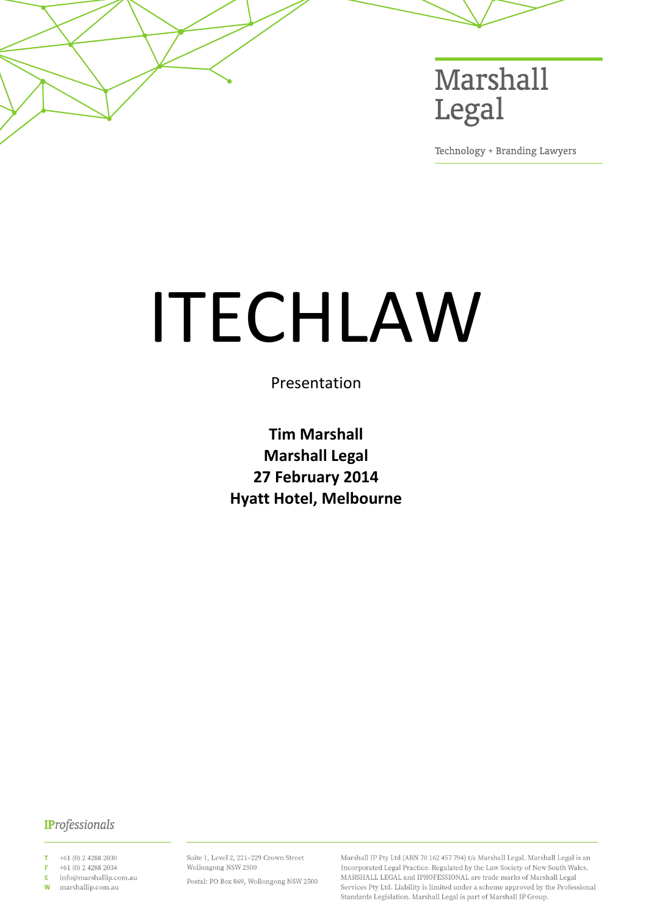Marshall Legal

Technology + Branding Lawyers

# ITECHLAW

Presentation

**Tim Marshall**
**Marshall Legal**
**27 February 2014**
**Hyatt Hotel, Melbourne**

IProfessionals

T +61 (0) 2 4288 2030
F +61 (0) 2 4288 2034
E info@marshallip.com.au
W marshallip.com.au

Suite 1, Level 2, 221–229 Crown Street
Wollongong NSW 2500

Postal: PO Box 869, Wollongong NSW 2500

Marshall IP Pty Ltd (ABN 70 162 457 794) t/a Marshall Legal. Marshall Legal is an Incorporated Legal Practice. Regulated by the Law Society of New South Wales. MARSHALL LEGAL and IPROFESSIONAL are trade marks of Marshall Legal Services Pty Ltd. Liability is limited under a scheme approved by the Professional Standards Legislation. Marshall Legal is part of Marshall IP Group.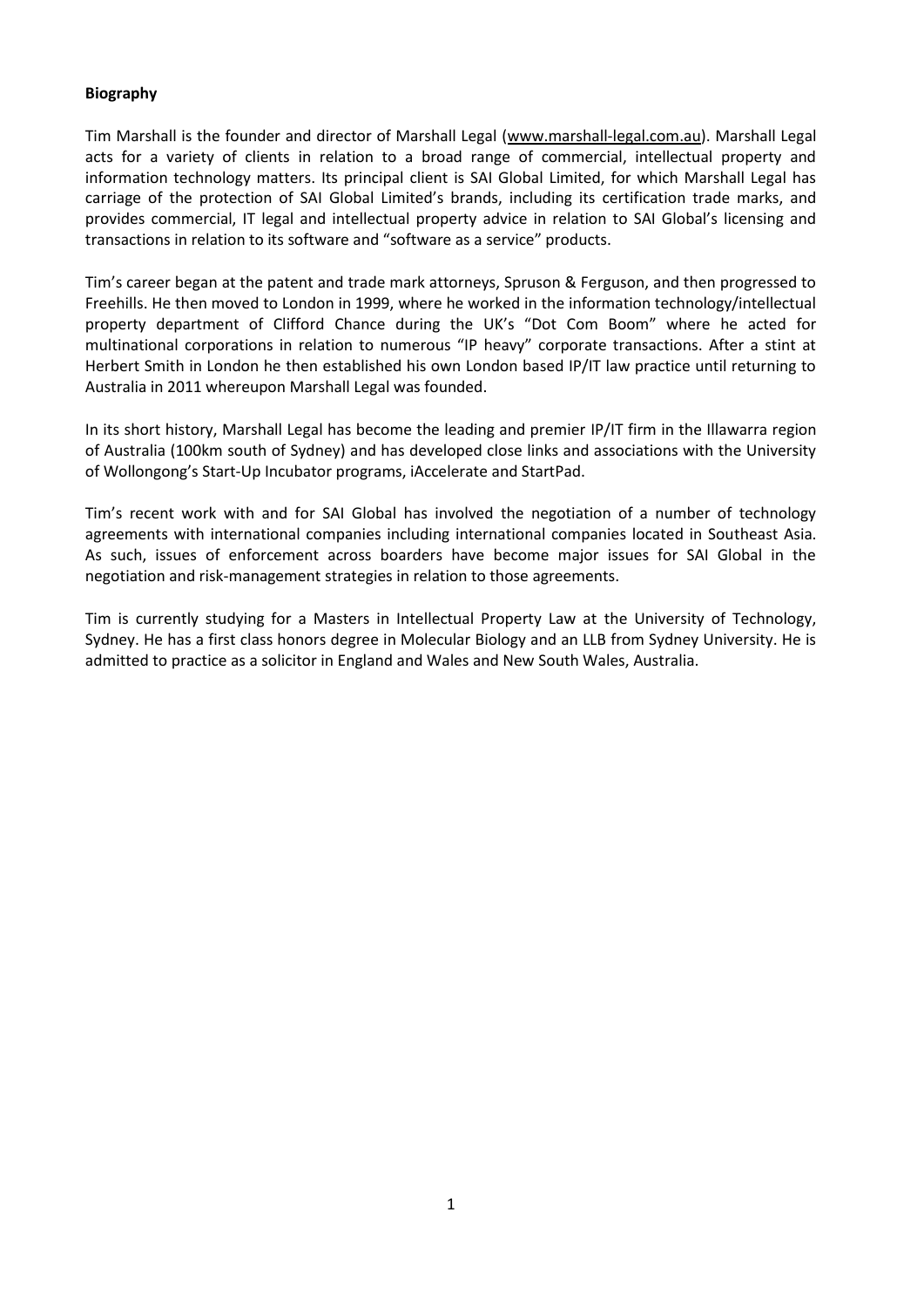**Biography**

Tim Marshall is the founder and director of Marshall Legal (www.marshall-legal.com.au). Marshall Legal acts for a variety of clients in relation to a broad range of commercial, intellectual property and information technology matters. Its principal client is SAI Global Limited, for which Marshall Legal has carriage of the protection of SAI Global Limited's brands, including its certification trade marks, and provides commercial, IT legal and intellectual property advice in relation to SAI Global's licensing and transactions in relation to its software and "software as a service" products.

Tim's career began at the patent and trade mark attorneys, Spruson & Ferguson, and then progressed to Freehills. He then moved to London in 1999, where he worked in the information technology/intellectual property department of Clifford Chance during the UK's "Dot Com Boom" where he acted for multinational corporations in relation to numerous "IP heavy" corporate transactions. After a stint at Herbert Smith in London he then established his own London based IP/IT law practice until returning to Australia in 2011 whereupon Marshall Legal was founded.

In its short history, Marshall Legal has become the leading and premier IP/IT firm in the Illawarra region of Australia (100km south of Sydney) and has developed close links and associations with the University of Wollongong's Start-Up Incubator programs, iAccelerate and StartPad.

Tim's recent work with and for SAI Global has involved the negotiation of a number of technology agreements with international companies including international companies located in Southeast Asia. As such, issues of enforcement across boarders have become major issues for SAI Global in the negotiation and risk-management strategies in relation to those agreements.

Tim is currently studying for a Masters in Intellectual Property Law at the University of Technology, Sydney. He has a first class honors degree in Molecular Biology and an LLB from Sydney University. He is admitted to practice as a solicitor in England and Wales and New South Wales, Australia.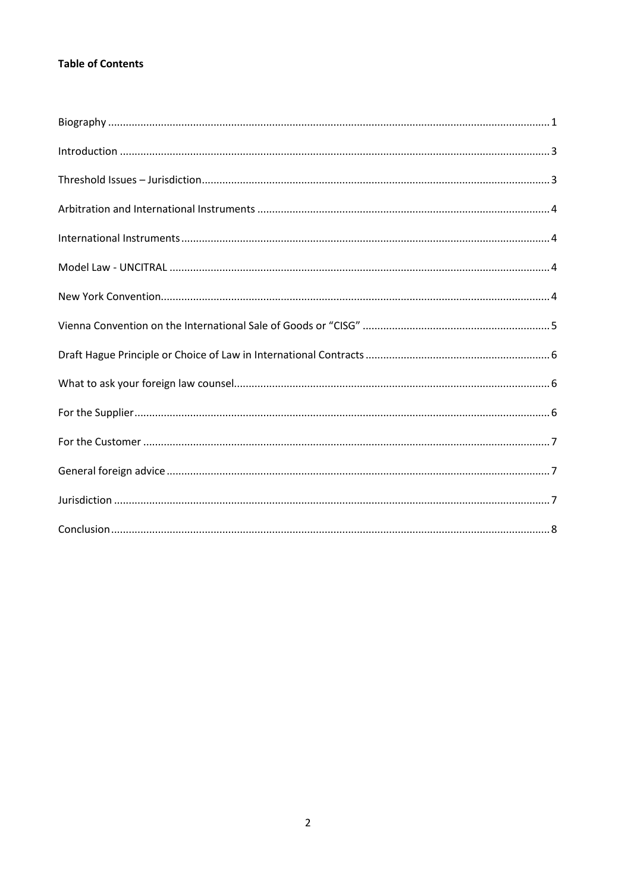**Table of Contents**

Biography ..... 1

Introduction ..... 3

Threshold Issues – Jurisdiction ..... 3

Arbitration and International Instruments ..... 4

International Instruments ..... 4

Model Law - UNCITRAL ..... 4

New York Convention ..... 4

Vienna Convention on the International Sale of Goods or "CISG" ..... 5

Draft Hague Principle or Choice of Law in International Contracts ..... 6

What to ask your foreign law counsel ..... 6

For the Supplier ..... 6

For the Customer ..... 7

General foreign advice ..... 7

Jurisdiction ..... 7

Conclusion ..... 8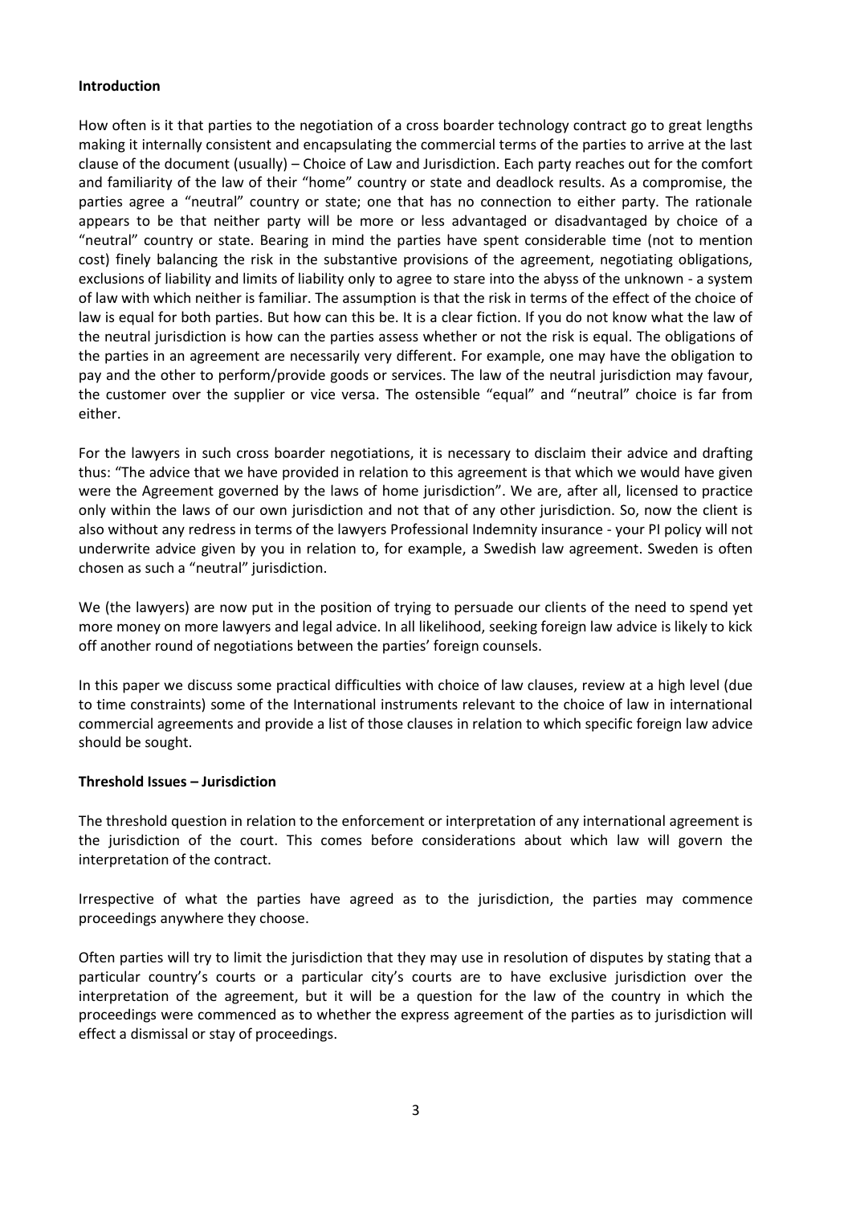**Introduction**

How often is it that parties to the negotiation of a cross boarder technology contract go to great lengths making it internally consistent and encapsulating the commercial terms of the parties to arrive at the last clause of the document (usually) – Choice of Law and Jurisdiction. Each party reaches out for the comfort and familiarity of the law of their "home" country or state and deadlock results. As a compromise, the parties agree a "neutral" country or state; one that has no connection to either party. The rationale appears to be that neither party will be more or less advantaged or disadvantaged by choice of a "neutral" country or state. Bearing in mind the parties have spent considerable time (not to mention cost) finely balancing the risk in the substantive provisions of the agreement, negotiating obligations, exclusions of liability and limits of liability only to agree to stare into the abyss of the unknown - a system of law with which neither is familiar. The assumption is that the risk in terms of the effect of the choice of law is equal for both parties. But how can this be. It is a clear fiction. If you do not know what the law of the neutral jurisdiction is how can the parties assess whether or not the risk is equal. The obligations of the parties in an agreement are necessarily very different. For example, one may have the obligation to pay and the other to perform/provide goods or services. The law of the neutral jurisdiction may favour, the customer over the supplier or vice versa. The ostensible "equal" and "neutral" choice is far from either.

For the lawyers in such cross boarder negotiations, it is necessary to disclaim their advice and drafting thus: "The advice that we have provided in relation to this agreement is that which we would have given were the Agreement governed by the laws of home jurisdiction". We are, after all, licensed to practice only within the laws of our own jurisdiction and not that of any other jurisdiction. So, now the client is also without any redress in terms of the lawyers Professional Indemnity insurance - your PI policy will not underwrite advice given by you in relation to, for example, a Swedish law agreement. Sweden is often chosen as such a "neutral" jurisdiction.

We (the lawyers) are now put in the position of trying to persuade our clients of the need to spend yet more money on more lawyers and legal advice. In all likelihood, seeking foreign law advice is likely to kick off another round of negotiations between the parties' foreign counsels.

In this paper we discuss some practical difficulties with choice of law clauses, review at a high level (due to time constraints) some of the International instruments relevant to the choice of law in international commercial agreements and provide a list of those clauses in relation to which specific foreign law advice should be sought.

**Threshold Issues – Jurisdiction**

The threshold question in relation to the enforcement or interpretation of any international agreement is the jurisdiction of the court. This comes before considerations about which law will govern the interpretation of the contract.

Irrespective of what the parties have agreed as to the jurisdiction, the parties may commence proceedings anywhere they choose.

Often parties will try to limit the jurisdiction that they may use in resolution of disputes by stating that a particular country's courts or a particular city's courts are to have exclusive jurisdiction over the interpretation of the agreement, but it will be a question for the law of the country in which the proceedings were commenced as to whether the express agreement of the parties as to jurisdiction will effect a dismissal or stay of proceedings.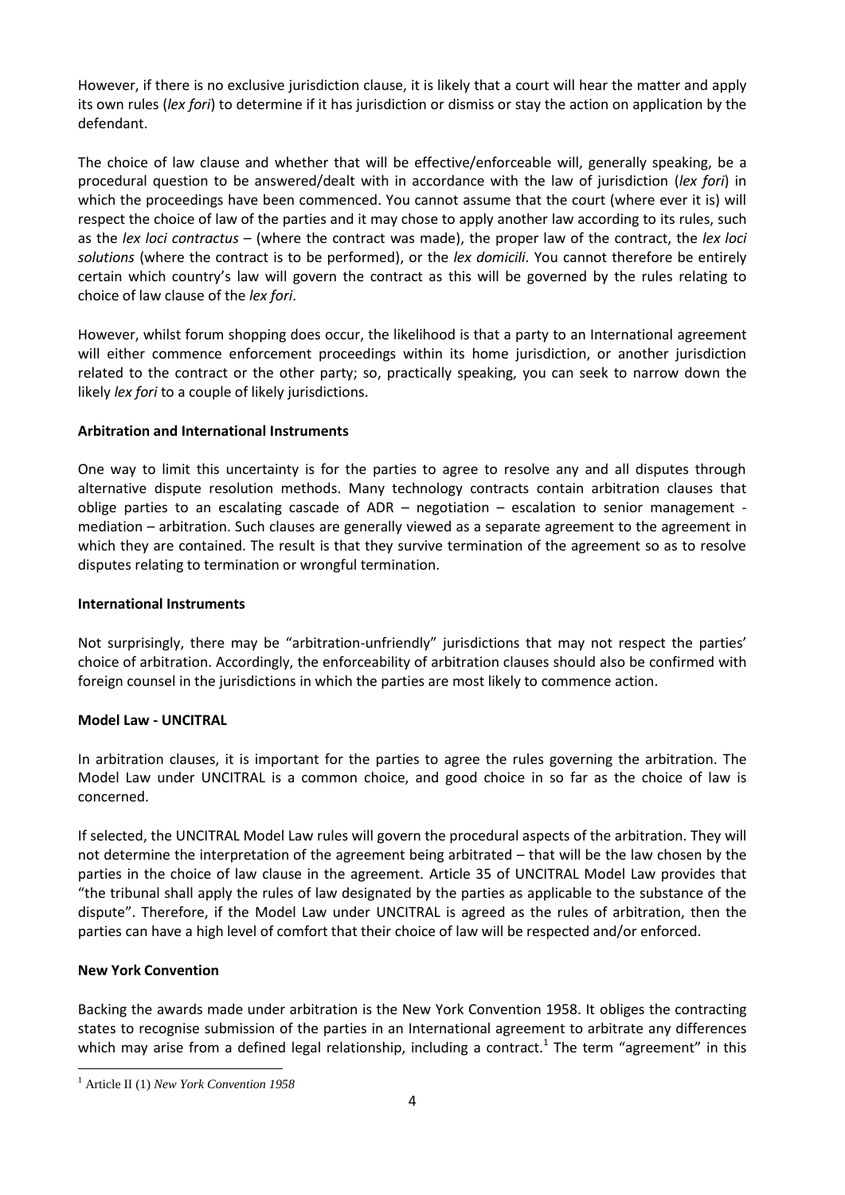However, if there is no exclusive jurisdiction clause, it is likely that a court will hear the matter and apply its own rules (*lex fori*) to determine if it has jurisdiction or dismiss or stay the action on application by the defendant.

The choice of law clause and whether that will be effective/enforceable will, generally speaking, be a procedural question to be answered/dealt with in accordance with the law of jurisdiction (*lex fori*) in which the proceedings have been commenced. You cannot assume that the court (where ever it is) will respect the choice of law of the parties and it may chose to apply another law according to its rules, such as the *lex loci contractus* – (where the contract was made), the proper law of the contract, the *lex loci solutions* (where the contract is to be performed), or the *lex domicili*. You cannot therefore be entirely certain which country's law will govern the contract as this will be governed by the rules relating to choice of law clause of the *lex fori*.

However, whilst forum shopping does occur, the likelihood is that a party to an International agreement will either commence enforcement proceedings within its home jurisdiction, or another jurisdiction related to the contract or the other party; so, practically speaking, you can seek to narrow down the likely *lex fori* to a couple of likely jurisdictions.

**Arbitration and International Instruments**

One way to limit this uncertainty is for the parties to agree to resolve any and all disputes through alternative dispute resolution methods. Many technology contracts contain arbitration clauses that oblige parties to an escalating cascade of ADR – negotiation – escalation to senior management - mediation – arbitration. Such clauses are generally viewed as a separate agreement to the agreement in which they are contained. The result is that they survive termination of the agreement so as to resolve disputes relating to termination or wrongful termination.

**International Instruments**

Not surprisingly, there may be "arbitration-unfriendly" jurisdictions that may not respect the parties' choice of arbitration. Accordingly, the enforceability of arbitration clauses should also be confirmed with foreign counsel in the jurisdictions in which the parties are most likely to commence action.

**Model Law - UNCITRAL**

In arbitration clauses, it is important for the parties to agree the rules governing the arbitration. The Model Law under UNCITRAL is a common choice, and good choice in so far as the choice of law is concerned.

If selected, the UNCITRAL Model Law rules will govern the procedural aspects of the arbitration. They will not determine the interpretation of the agreement being arbitrated – that will be the law chosen by the parties in the choice of law clause in the agreement. Article 35 of UNCITRAL Model Law provides that "the tribunal shall apply the rules of law designated by the parties as applicable to the substance of the dispute". Therefore, if the Model Law under UNCITRAL is agreed as the rules of arbitration, then the parties can have a high level of comfort that their choice of law will be respected and/or enforced.

**New York Convention**

Backing the awards made under arbitration is the New York Convention 1958. It obliges the contracting states to recognise submission of the parties in an International agreement to arbitrate any differences which may arise from a defined legal relationship, including a contract.[1] The term "agreement" in this

[1] Article II (1) *New York Convention 1958*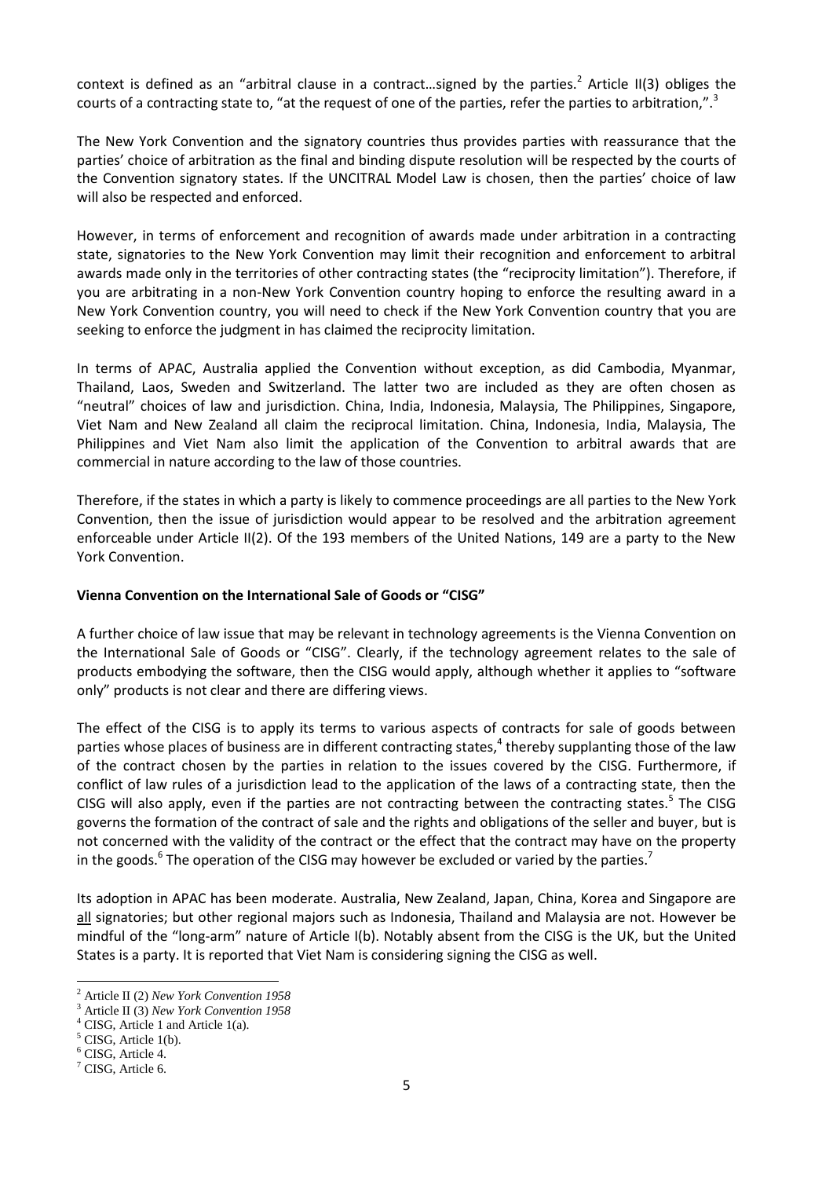context is defined as an "arbitral clause in a contract…signed by the parties.[2] Article II(3) obliges the courts of a contracting state to, "at the request of one of the parties, refer the parties to arbitration,".[3]

The New York Convention and the signatory countries thus provides parties with reassurance that the parties' choice of arbitration as the final and binding dispute resolution will be respected by the courts of the Convention signatory states. If the UNCITRAL Model Law is chosen, then the parties' choice of law will also be respected and enforced.

However, in terms of enforcement and recognition of awards made under arbitration in a contracting state, signatories to the New York Convention may limit their recognition and enforcement to arbitral awards made only in the territories of other contracting states (the "reciprocity limitation"). Therefore, if you are arbitrating in a non-New York Convention country hoping to enforce the resulting award in a New York Convention country, you will need to check if the New York Convention country that you are seeking to enforce the judgment in has claimed the reciprocity limitation.

In terms of APAC, Australia applied the Convention without exception, as did Cambodia, Myanmar, Thailand, Laos, Sweden and Switzerland. The latter two are included as they are often chosen as "neutral" choices of law and jurisdiction. China, India, Indonesia, Malaysia, The Philippines, Singapore, Viet Nam and New Zealand all claim the reciprocal limitation. China, Indonesia, India, Malaysia, The Philippines and Viet Nam also limit the application of the Convention to arbitral awards that are commercial in nature according to the law of those countries.

Therefore, if the states in which a party is likely to commence proceedings are all parties to the New York Convention, then the issue of jurisdiction would appear to be resolved and the arbitration agreement enforceable under Article II(2). Of the 193 members of the United Nations, 149 are a party to the New York Convention.

**Vienna Convention on the International Sale of Goods or "CISG"**

A further choice of law issue that may be relevant in technology agreements is the Vienna Convention on the International Sale of Goods or "CISG". Clearly, if the technology agreement relates to the sale of products embodying the software, then the CISG would apply, although whether it applies to "software only" products is not clear and there are differing views.

The effect of the CISG is to apply its terms to various aspects of contracts for sale of goods between parties whose places of business are in different contracting states,[4] thereby supplanting those of the law of the contract chosen by the parties in relation to the issues covered by the CISG. Furthermore, if conflict of law rules of a jurisdiction lead to the application of the laws of a contracting state, then the CISG will also apply, even if the parties are not contracting between the contracting states.[5] The CISG governs the formation of the contract of sale and the rights and obligations of the seller and buyer, but is not concerned with the validity of the contract or the effect that the contract may have on the property in the goods.[6] The operation of the CISG may however be excluded or varied by the parties.[7]

Its adoption in APAC has been moderate. Australia, New Zealand, Japan, China, Korea and Singapore are <u>all</u> signatories; but other regional majors such as Indonesia, Thailand and Malaysia are not. However be mindful of the "long-arm" nature of Article I(b). Notably absent from the CISG is the UK, but the United States is a party. It is reported that Viet Nam is considering signing the CISG as well.

---

[2] Article II (2) *New York Convention 1958*

[3] Article II (3) *New York Convention 1958*

[4] CISG, Article 1 and Article 1(a).

[5] CISG, Article 1(b).

[6] CISG, Article 4.

[7] CISG, Article 6.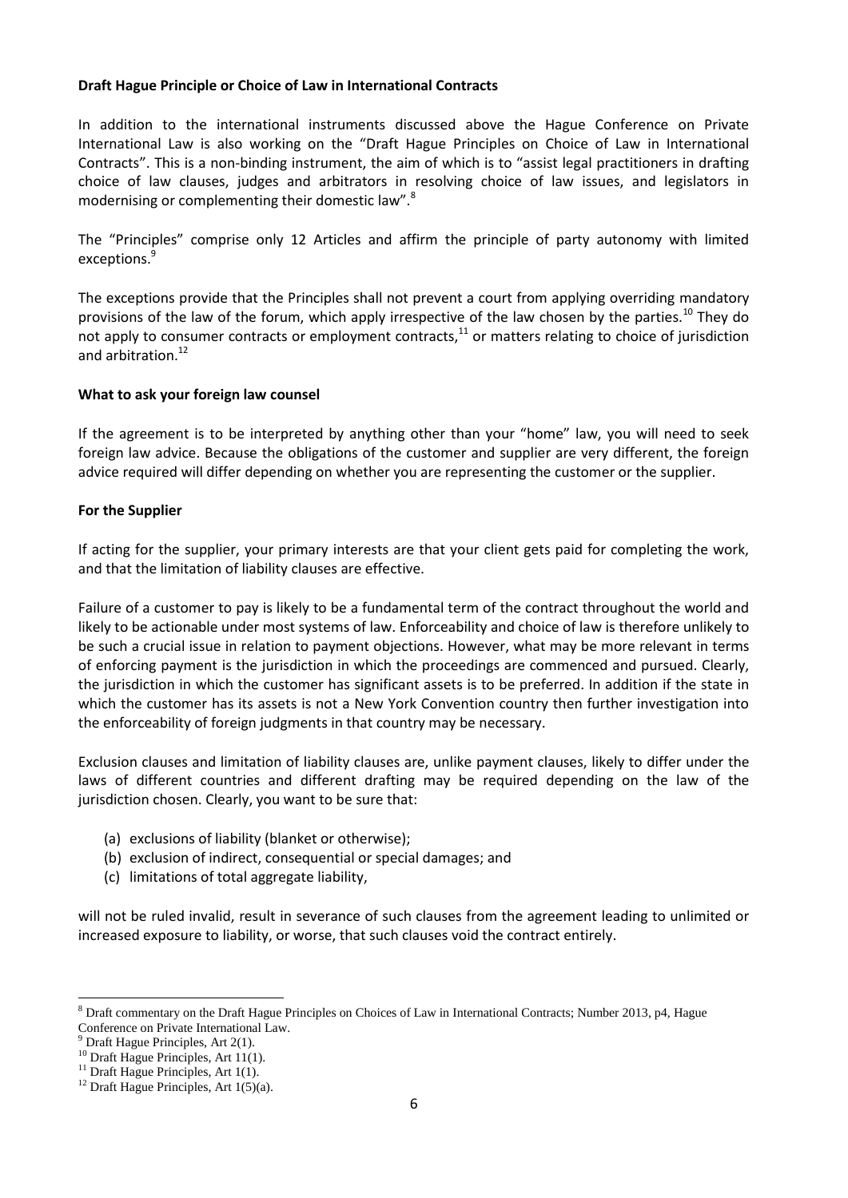**Draft Hague Principle or Choice of Law in International Contracts**

In addition to the international instruments discussed above the Hague Conference on Private International Law is also working on the "Draft Hague Principles on Choice of Law in International Contracts". This is a non-binding instrument, the aim of which is to "assist legal practitioners in drafting choice of law clauses, judges and arbitrators in resolving choice of law issues, and legislators in modernising or complementing their domestic law".[8]

The "Principles" comprise only 12 Articles and affirm the principle of party autonomy with limited exceptions.[9]

The exceptions provide that the Principles shall not prevent a court from applying overriding mandatory provisions of the law of the forum, which apply irrespective of the law chosen by the parties.[10] They do not apply to consumer contracts or employment contracts,[11] or matters relating to choice of jurisdiction and arbitration.[12]

**What to ask your foreign law counsel**

If the agreement is to be interpreted by anything other than your "home" law, you will need to seek foreign law advice. Because the obligations of the customer and supplier are very different, the foreign advice required will differ depending on whether you are representing the customer or the supplier.

**For the Supplier**

If acting for the supplier, your primary interests are that your client gets paid for completing the work, and that the limitation of liability clauses are effective.

Failure of a customer to pay is likely to be a fundamental term of the contract throughout the world and likely to be actionable under most systems of law. Enforceability and choice of law is therefore unlikely to be such a crucial issue in relation to payment objections. However, what may be more relevant in terms of enforcing payment is the jurisdiction in which the proceedings are commenced and pursued. Clearly, the jurisdiction in which the customer has significant assets is to be preferred. In addition if the state in which the customer has its assets is not a New York Convention country then further investigation into the enforceability of foreign judgments in that country may be necessary.

Exclusion clauses and limitation of liability clauses are, unlike payment clauses, likely to differ under the laws of different countries and different drafting may be required depending on the law of the jurisdiction chosen. Clearly, you want to be sure that:

(a) exclusions of liability (blanket or otherwise);
(b) exclusion of indirect, consequential or special damages; and
(c) limitations of total aggregate liability,

will not be ruled invalid, result in severance of such clauses from the agreement leading to unlimited or increased exposure to liability, or worse, that such clauses void the contract entirely.

---

[8] Draft commentary on the Draft Hague Principles on Choices of Law in International Contracts; Number 2013, p4, Hague Conference on Private International Law.

[9] Draft Hague Principles, Art 2(1).

[10] Draft Hague Principles, Art 11(1).

[11] Draft Hague Principles, Art 1(1).

[12] Draft Hague Principles, Art 1(5)(a).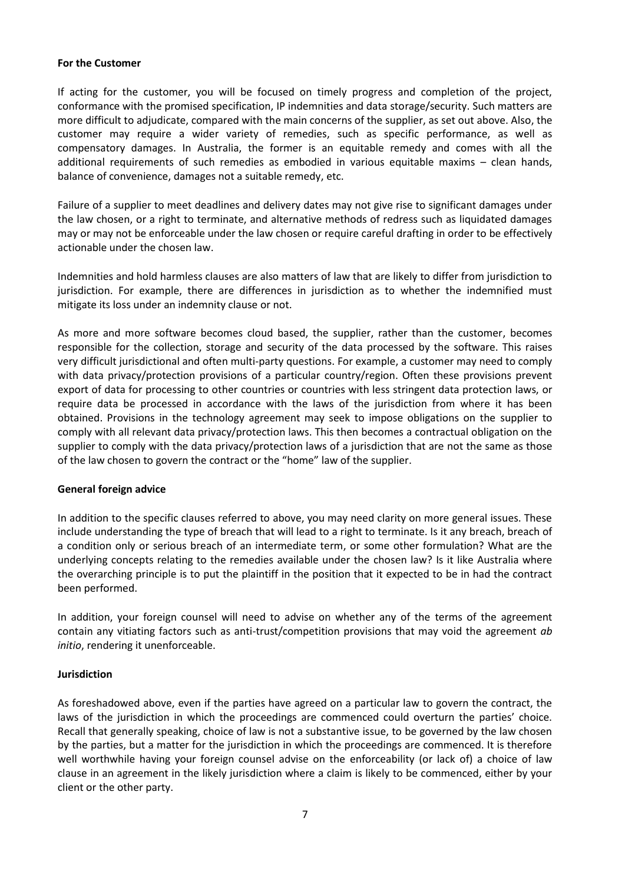**For the Customer**

If acting for the customer, you will be focused on timely progress and completion of the project, conformance with the promised specification, IP indemnities and data storage/security. Such matters are more difficult to adjudicate, compared with the main concerns of the supplier, as set out above. Also, the customer may require a wider variety of remedies, such as specific performance, as well as compensatory damages. In Australia, the former is an equitable remedy and comes with all the additional requirements of such remedies as embodied in various equitable maxims – clean hands, balance of convenience, damages not a suitable remedy, etc.

Failure of a supplier to meet deadlines and delivery dates may not give rise to significant damages under the law chosen, or a right to terminate, and alternative methods of redress such as liquidated damages may or may not be enforceable under the law chosen or require careful drafting in order to be effectively actionable under the chosen law.

Indemnities and hold harmless clauses are also matters of law that are likely to differ from jurisdiction to jurisdiction. For example, there are differences in jurisdiction as to whether the indemnified must mitigate its loss under an indemnity clause or not.

As more and more software becomes cloud based, the supplier, rather than the customer, becomes responsible for the collection, storage and security of the data processed by the software. This raises very difficult jurisdictional and often multi-party questions. For example, a customer may need to comply with data privacy/protection provisions of a particular country/region. Often these provisions prevent export of data for processing to other countries or countries with less stringent data protection laws, or require data be processed in accordance with the laws of the jurisdiction from where it has been obtained. Provisions in the technology agreement may seek to impose obligations on the supplier to comply with all relevant data privacy/protection laws. This then becomes a contractual obligation on the supplier to comply with the data privacy/protection laws of a jurisdiction that are not the same as those of the law chosen to govern the contract or the "home" law of the supplier.

**General foreign advice**

In addition to the specific clauses referred to above, you may need clarity on more general issues. These include understanding the type of breach that will lead to a right to terminate. Is it any breach, breach of a condition only or serious breach of an intermediate term, or some other formulation? What are the underlying concepts relating to the remedies available under the chosen law? Is it like Australia where the overarching principle is to put the plaintiff in the position that it expected to be in had the contract been performed.

In addition, your foreign counsel will need to advise on whether any of the terms of the agreement contain any vitiating factors such as anti-trust/competition provisions that may void the agreement *ab initio*, rendering it unenforceable.

**Jurisdiction**

As foreshadowed above, even if the parties have agreed on a particular law to govern the contract, the laws of the jurisdiction in which the proceedings are commenced could overturn the parties' choice. Recall that generally speaking, choice of law is not a substantive issue, to be governed by the law chosen by the parties, but a matter for the jurisdiction in which the proceedings are commenced. It is therefore well worthwhile having your foreign counsel advise on the enforceability (or lack of) a choice of law clause in an agreement in the likely jurisdiction where a claim is likely to be commenced, either by your client or the other party.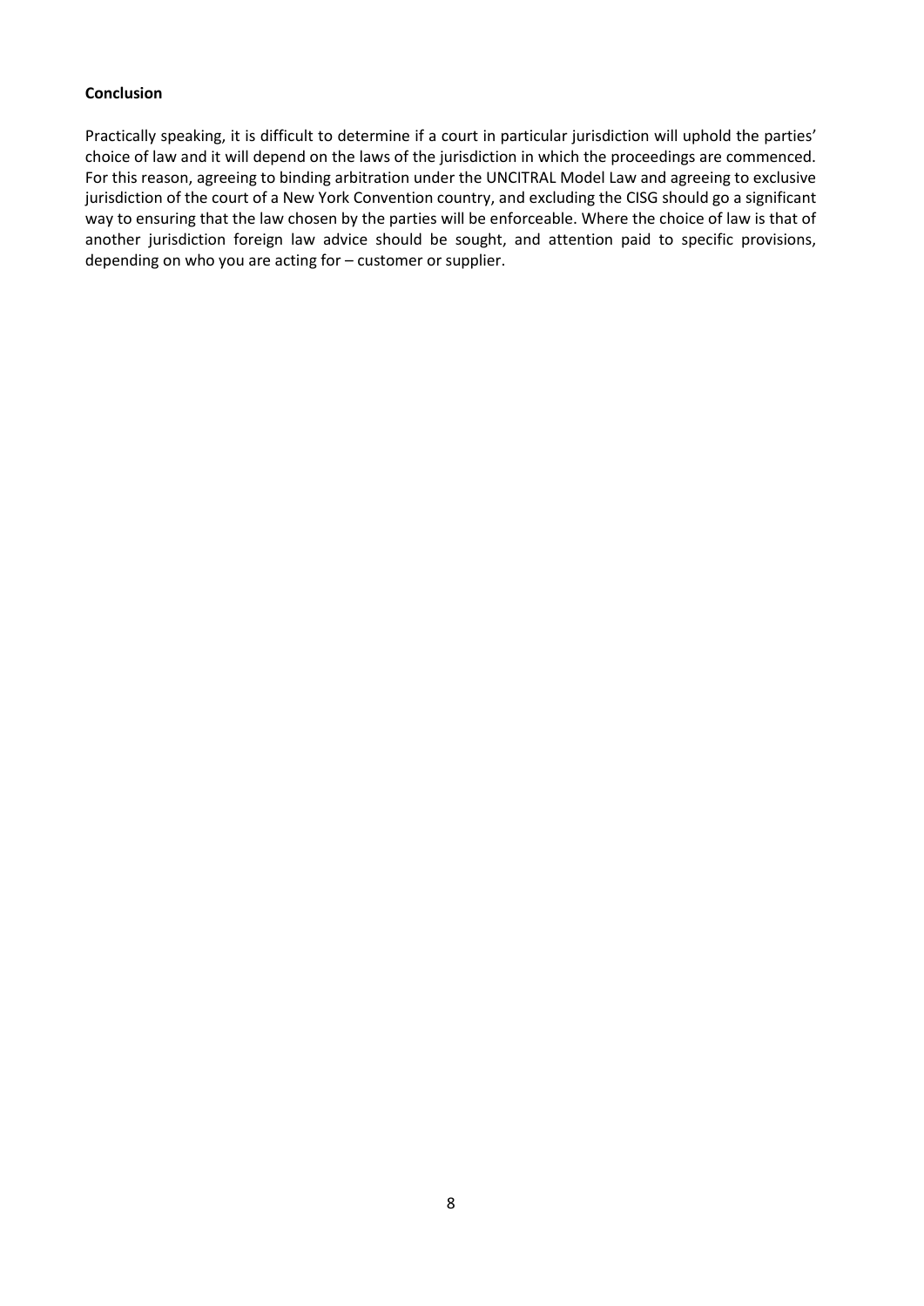**Conclusion**

Practically speaking, it is difficult to determine if a court in particular jurisdiction will uphold the parties' choice of law and it will depend on the laws of the jurisdiction in which the proceedings are commenced. For this reason, agreeing to binding arbitration under the UNCITRAL Model Law and agreeing to exclusive jurisdiction of the court of a New York Convention country, and excluding the CISG should go a significant way to ensuring that the law chosen by the parties will be enforceable. Where the choice of law is that of another jurisdiction foreign law advice should be sought, and attention paid to specific provisions, depending on who you are acting for – customer or supplier.